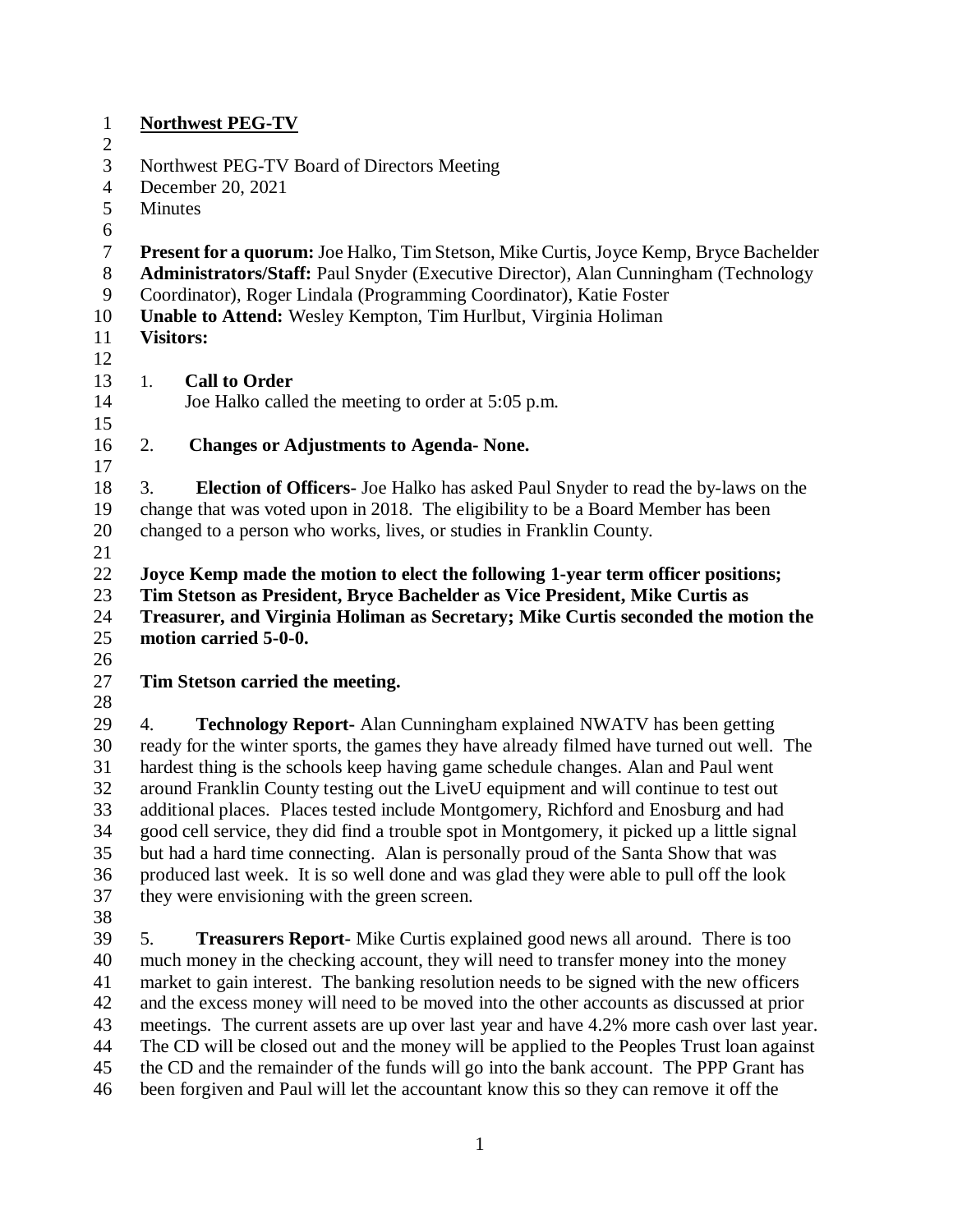**Northwest PEG-TV**

Northwest PEG-TV Board of Directors Meeting
December 20, 2021
Minutes

**Present for a quorum:** Joe Halko, Tim Stetson, Mike Curtis, Joyce Kemp, Bryce Bachelder
**Administrators/Staff:** Paul Snyder (Executive Director), Alan Cunningham (Technology Coordinator), Roger Lindala (Programming Coordinator), Katie Foster
**Unable to Attend:** Wesley Kempton, Tim Hurlbut, Virginia Holiman
**Visitors:**

1. **Call to Order**
   Joe Halko called the meeting to order at 5:05 p.m.

2. **Changes or Adjustments to Agenda- None.**

3. **Election of Officers**- Joe Halko has asked Paul Snyder to read the by-laws on the change that was voted upon in 2018. The eligibility to be a Board Member has been changed to a person who works, lives, or studies in Franklin County.

**Joyce Kemp made the motion to elect the following 1-year term officer positions; Tim Stetson as President, Bryce Bachelder as Vice President, Mike Curtis as Treasurer, and Virginia Holiman as Secretary; Mike Curtis seconded the motion the motion carried 5-0-0.**

**Tim Stetson carried the meeting.**

4. **Technology Report-** Alan Cunningham explained NWATV has been getting ready for the winter sports, the games they have already filmed have turned out well. The hardest thing is the schools keep having game schedule changes. Alan and Paul went around Franklin County testing out the LiveU equipment and will continue to test out additional places. Places tested include Montgomery, Richford and Enosburg and had good cell service, they did find a trouble spot in Montgomery, it picked up a little signal but had a hard time connecting. Alan is personally proud of the Santa Show that was produced last week. It is so well done and was glad they were able to pull off the look they were envisioning with the green screen.

5. **Treasurers Report-** Mike Curtis explained good news all around. There is too much money in the checking account, they will need to transfer money into the money market to gain interest. The banking resolution needs to be signed with the new officers and the excess money will need to be moved into the other accounts as discussed at prior meetings. The current assets are up over last year and have 4.2% more cash over last year. The CD will be closed out and the money will be applied to the Peoples Trust loan against the CD and the remainder of the funds will go into the bank account. The PPP Grant has been forgiven and Paul will let the accountant know this so they can remove it off the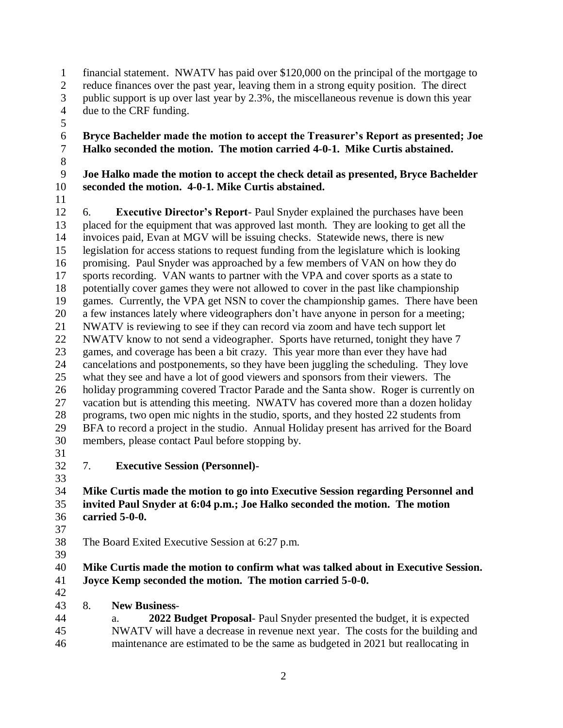financial statement. NWATV has paid over $120,000 on the principal of the mortgage to reduce finances over the past year, leaving them in a strong equity position. The direct public support is up over last year by 2.3%, the miscellaneous revenue is down this year due to the CRF funding.

**Bryce Bachelder made the motion to accept the Treasurer's Report as presented; Joe Halko seconded the motion. The motion carried 4-0-1. Mike Curtis abstained.**

**Joe Halko made the motion to accept the check detail as presented, Bryce Bachelder seconded the motion. 4-0-1. Mike Curtis abstained.**

6. **Executive Director's Report**- Paul Snyder explained the purchases have been placed for the equipment that was approved last month. They are looking to get all the invoices paid, Evan at MGV will be issuing checks. Statewide news, there is new legislation for access stations to request funding from the legislature which is looking promising. Paul Snyder was approached by a few members of VAN on how they do sports recording. VAN wants to partner with the VPA and cover sports as a state to potentially cover games they were not allowed to cover in the past like championship games. Currently, the VPA get NSN to cover the championship games. There have been a few instances lately where videographers don't have anyone in person for a meeting; NWATV is reviewing to see if they can record via zoom and have tech support let NWATV know to not send a videographer. Sports have returned, tonight they have 7 games, and coverage has been a bit crazy. This year more than ever they have had cancelations and postponements, so they have been juggling the scheduling. They love what they see and have a lot of good viewers and sponsors from their viewers. The holiday programming covered Tractor Parade and the Santa show. Roger is currently on vacation but is attending this meeting. NWATV has covered more than a dozen holiday programs, two open mic nights in the studio, sports, and they hosted 22 students from BFA to record a project in the studio. Annual Holiday present has arrived for the Board members, please contact Paul before stopping by.

7. **Executive Session (Personnel)-**

**Mike Curtis made the motion to go into Executive Session regarding Personnel and invited Paul Snyder at 6:04 p.m.; Joe Halko seconded the motion. The motion carried 5-0-0.**

The Board Exited Executive Session at 6:27 p.m.

**Mike Curtis made the motion to confirm what was talked about in Executive Session. Joyce Kemp seconded the motion. The motion carried 5-0-0.**

8. **New Business-**

   a. **2022 Budget Proposal**- Paul Snyder presented the budget, it is expected NWATV will have a decrease in revenue next year. The costs for the building and maintenance are estimated to be the same as budgeted in 2021 but reallocating in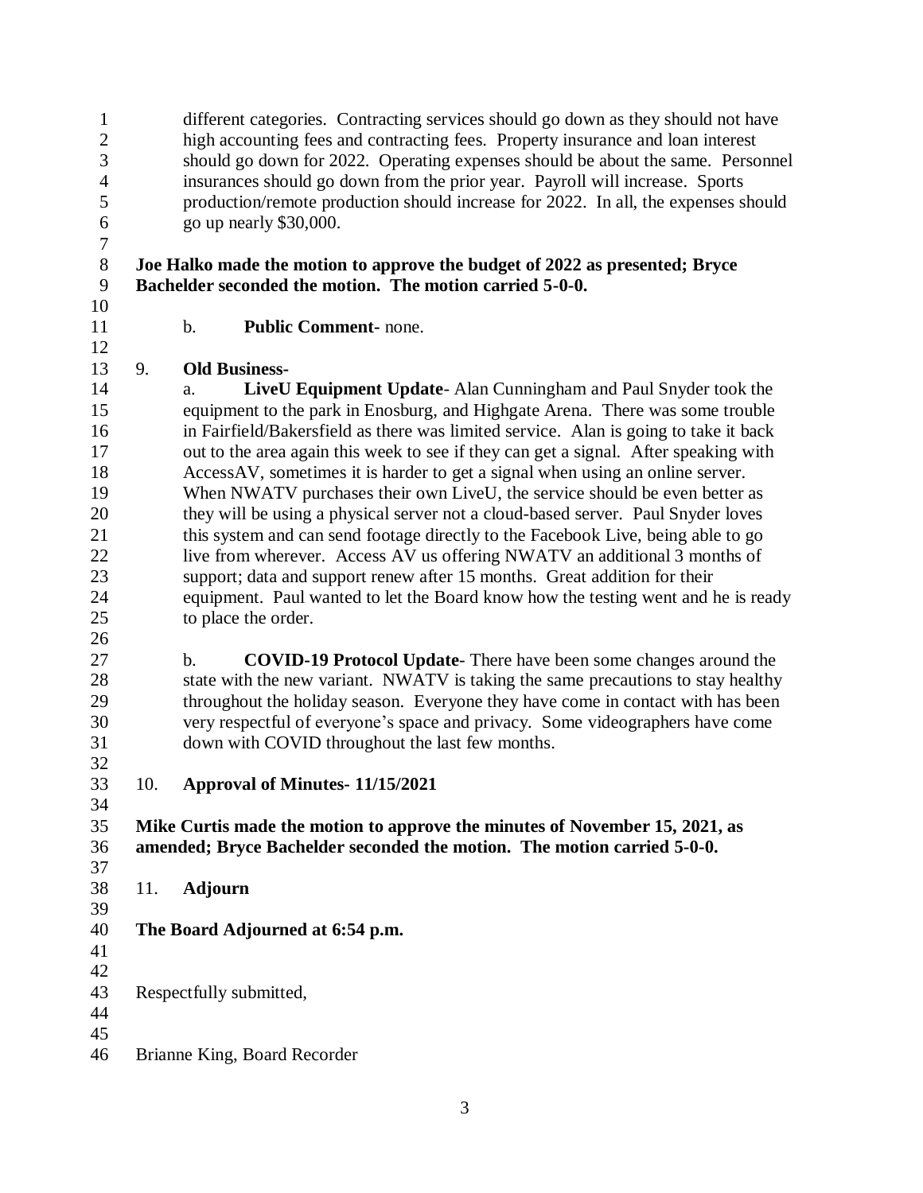different categories. Contracting services should go down as they should not have high accounting fees and contracting fees. Property insurance and loan interest should go down for 2022. Operating expenses should be about the same. Personnel insurances should go down from the prior year. Payroll will increase. Sports production/remote production should increase for 2022. In all, the expenses should go up nearly $30,000.

**Joe Halko made the motion to approve the budget of 2022 as presented; Bryce Bachelder seconded the motion. The motion carried 5-0-0.**

b. **Public Comment**- none.

9. **Old Business-**

a. **LiveU Equipment Update**- Alan Cunningham and Paul Snyder took the equipment to the park in Enosburg, and Highgate Arena. There was some trouble in Fairfield/Bakersfield as there was limited service. Alan is going to take it back out to the area again this week to see if they can get a signal. After speaking with AccessAV, sometimes it is harder to get a signal when using an online server. When NWATV purchases their own LiveU, the service should be even better as they will be using a physical server not a cloud-based server. Paul Snyder loves this system and can send footage directly to the Facebook Live, being able to go live from wherever. Access AV us offering NWATV an additional 3 months of support; data and support renew after 15 months. Great addition for their equipment. Paul wanted to let the Board know how the testing went and he is ready to place the order.

b. **COVID-19 Protocol Update**- There have been some changes around the state with the new variant. NWATV is taking the same precautions to stay healthy throughout the holiday season. Everyone they have come in contact with has been very respectful of everyone's space and privacy. Some videographers have come down with COVID throughout the last few months.

10. **Approval of Minutes- 11/15/2021**

**Mike Curtis made the motion to approve the minutes of November 15, 2021, as amended; Bryce Bachelder seconded the motion. The motion carried 5-0-0.**

11. **Adjourn**

**The Board Adjourned at 6:54 p.m.**

Respectfully submitted,

Brianne King, Board Recorder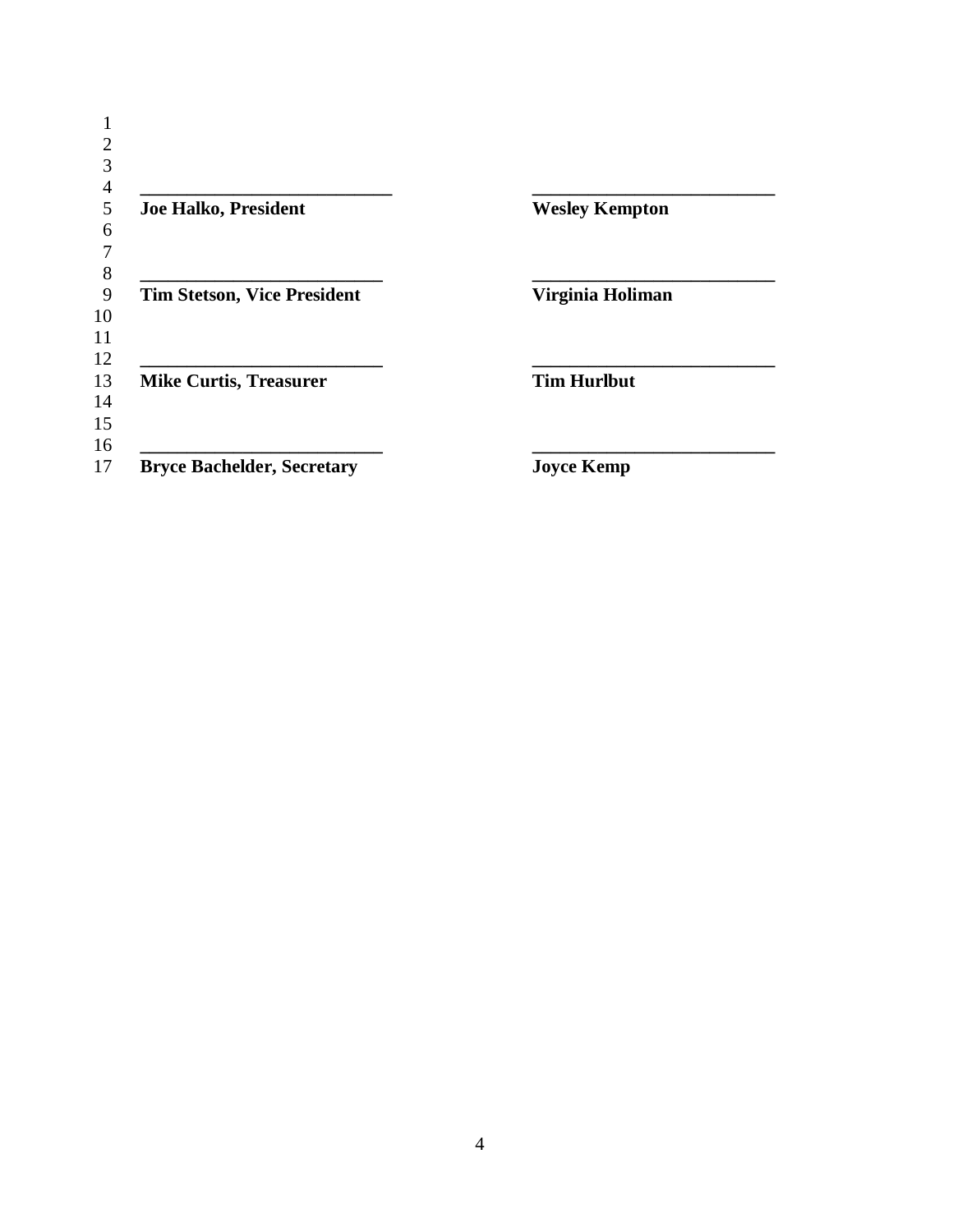| | |
|---|---|
| ___________________________ | ___________________________ |
| **Joe Halko, President** | **Wesley Kempton** |
| ___________________________ | ___________________________ |
| **Tim Stetson, Vice President** | **Virginia Holiman** |
| ___________________________ | ___________________________ |
| **Mike Curtis, Treasurer** | **Tim Hurlbut** |
| ___________________________ | ___________________________ |
| **Bryce Bachelder, Secretary** | **Joyce Kemp** |